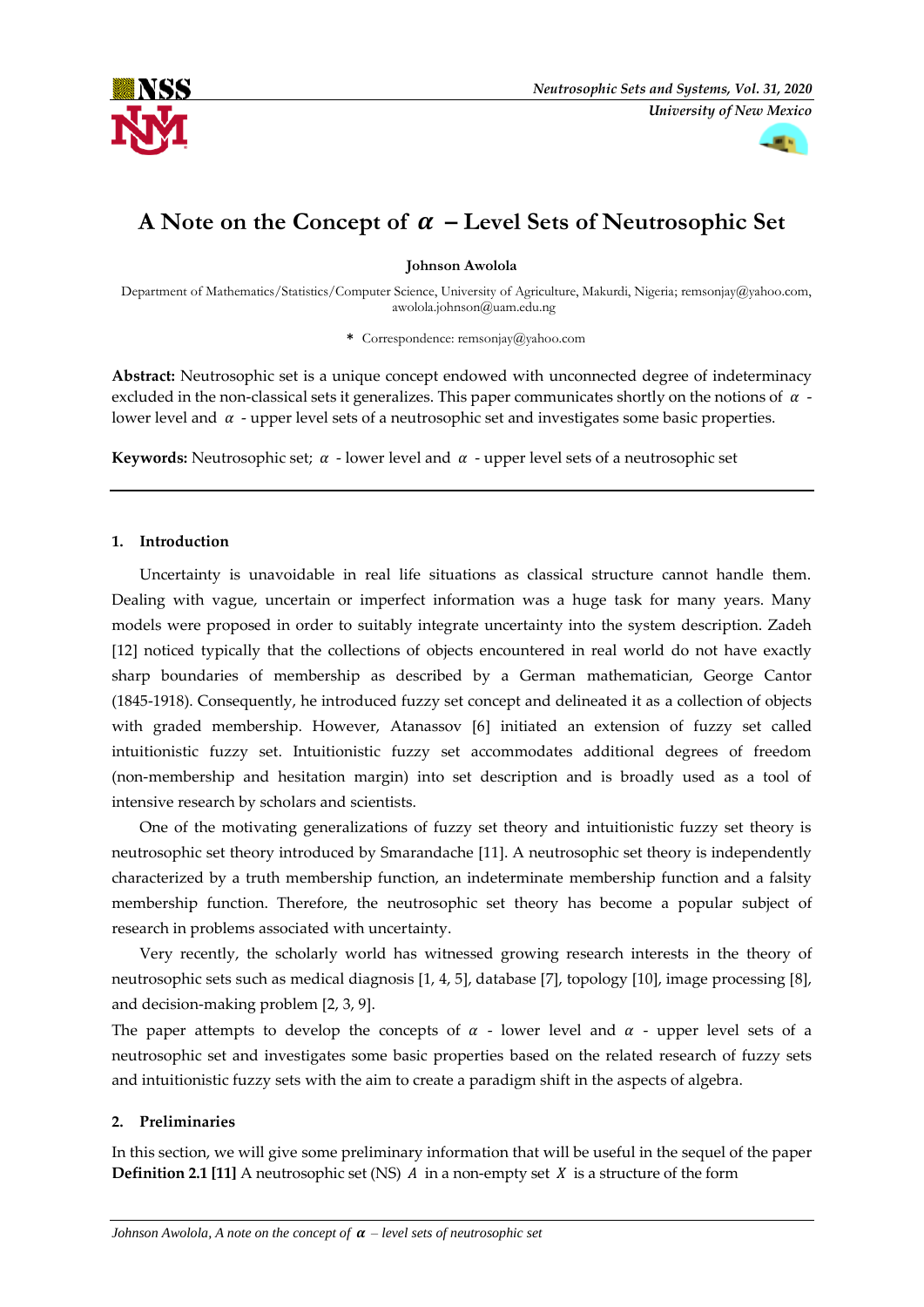# A Note on the Concept of $\alpha$ – Level Sets of Neutrosophic Set

**Johnson Awolola**

Department of Mathematics/Statistics/Computer Science, University of Agriculture, Makurdi, Nigeria; remsonjay@yahoo.com, awolola.johnson@uam.edu.ng

\* Correspondence: remsonjay@yahoo.com

**Abstract:** Neutrosophic set is a unique concept endowed with unconnected degree of indeterminacy excluded in the non-classical sets it generalizes. This paper communicates shortly on the notions of $\alpha$ - lower level and $\alpha$ - upper level sets of a neutrosophic set and investigates some basic properties.

**Keywords:** Neutrosophic set; $\alpha$ - lower level and $\alpha$ - upper level sets of a neutrosophic set

## 1. Introduction

Uncertainty is unavoidable in real life situations as classical structure cannot handle them. Dealing with vague, uncertain or imperfect information was a huge task for many years. Many models were proposed in order to suitably integrate uncertainty into the system description. Zadeh [12] noticed typically that the collections of objects encountered in real world do not have exactly sharp boundaries of membership as described by a German mathematician, George Cantor (1845-1918). Consequently, he introduced fuzzy set concept and delineated it as a collection of objects with graded membership. However, Atanassov [6] initiated an extension of fuzzy set called intuitionistic fuzzy set. Intuitionistic fuzzy set accommodates additional degrees of freedom (non-membership and hesitation margin) into set description and is broadly used as a tool of intensive research by scholars and scientists.

One of the motivating generalizations of fuzzy set theory and intuitionistic fuzzy set theory is neutrosophic set theory introduced by Smarandache [11]. A neutrosophic set theory is independently characterized by a truth membership function, an indeterminate membership function and a falsity membership function. Therefore, the neutrosophic set theory has become a popular subject of research in problems associated with uncertainty.

Very recently, the scholarly world has witnessed growing research interests in the theory of neutrosophic sets such as medical diagnosis [1, 4, 5], database [7], topology [10], image processing [8], and decision-making problem [2, 3, 9].

The paper attempts to develop the concepts of $\alpha$ - lower level and $\alpha$ - upper level sets of a neutrosophic set and investigates some basic properties based on the related research of fuzzy sets and intuitionistic fuzzy sets with the aim to create a paradigm shift in the aspects of algebra.

## 2. Preliminaries

In this section, we will give some preliminary information that will be useful in the sequel of the paper

**Definition 2.1 [11]** A neutrosophic set (NS) $A$ in a non-empty set $X$ is a structure of the form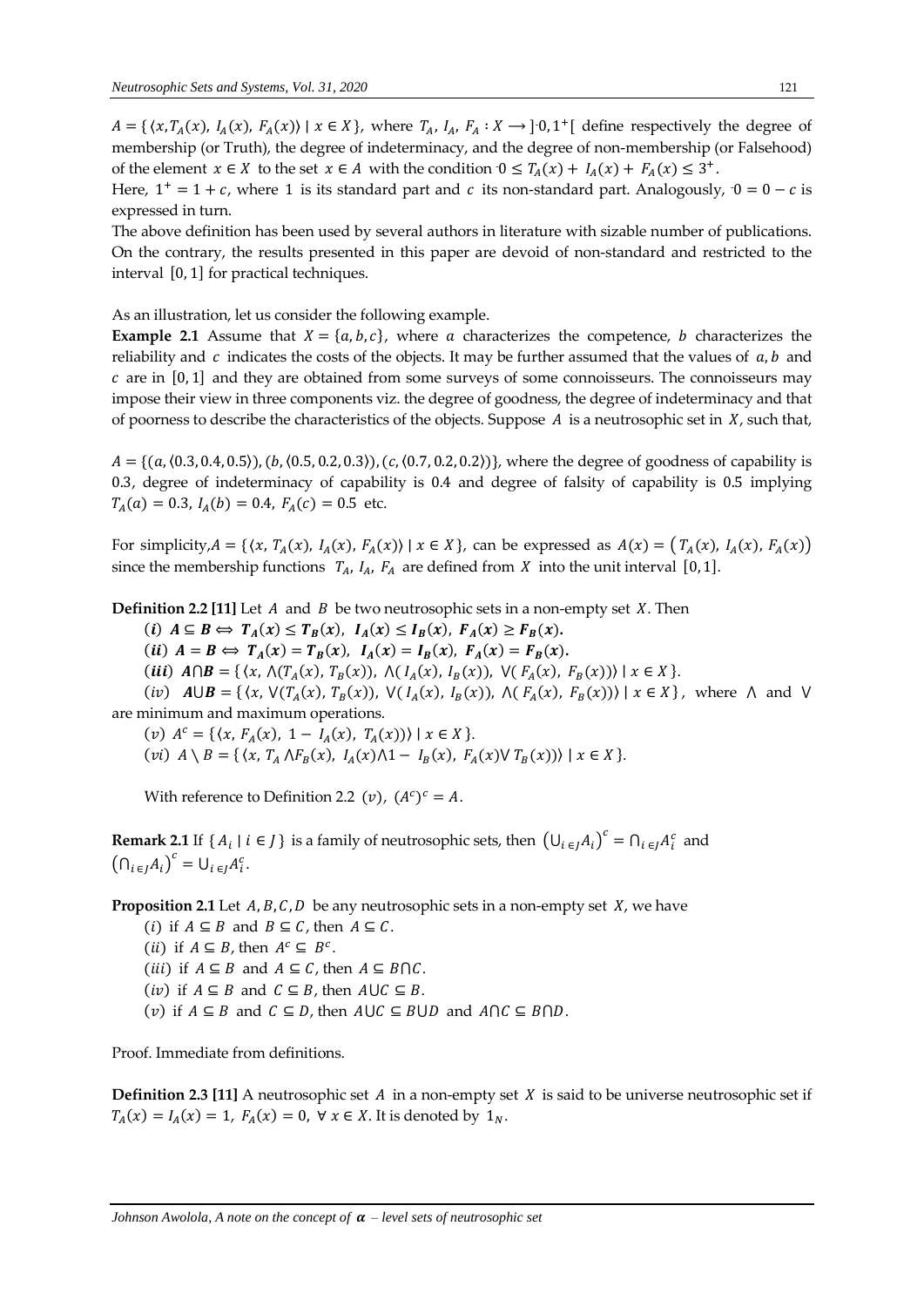$A = \{\langle x, T_A(x),\ I_A(x),\ F_A(x)\rangle \mid x \in X\}$, where $T_A,\ I_A,\ F_A : X \longrightarrow\ ]^-0, 1^+[$ define respectively the degree of membership (or Truth), the degree of indeterminacy, and the degree of non-membership (or Falsehood) of the element $x \in X$ to the set $x \in A$ with the condition $^-0 \le T_A(x) + I_A(x) + F_A(x) \le 3^+$.

Here, $1^+ = 1 + c$, where 1 is its standard part and $c$ its non-standard part. Analogously, $^-0 = 0 - c$ is expressed in turn.

The above definition has been used by several authors in literature with sizable number of publications. On the contrary, the results presented in this paper are devoid of non-standard and restricted to the interval $[0, 1]$ for practical techniques.

As an illustration, let us consider the following example.

**Example 2.1** Assume that $X = \{a, b, c\}$, where $a$ characterizes the competence, $b$ characterizes the reliability and $c$ indicates the costs of the objects. It may be further assumed that the values of $a, b$ and $c$ are in $[0, 1]$ and they are obtained from some surveys of some connoisseurs. The connoisseurs may impose their view in three components viz. the degree of goodness, the degree of indeterminacy and that of poorness to describe the characteristics of the objects. Suppose $A$ is a neutrosophic set in $X$, such that,

$A = \{(a, \langle 0.3, 0.4, 0.5\rangle), (b, \langle 0.5, 0.2, 0.3\rangle), (c, \langle 0.7, 0.2, 0.2\rangle)\}$, where the degree of goodness of capability is 0.3, degree of indeterminacy of capability is 0.4 and degree of falsity of capability is 0.5 implying $T_A(a) = 0.3$, $I_A(b) = 0.4$, $F_A(c) = 0.5$ etc.

For simplicity, $A = \{\langle x, T_A(x),\ I_A(x),\ F_A(x)\rangle \mid x \in X\}$, can be expressed as $A(x) = \big(T_A(x),\ I_A(x),\ F_A(x)\big)$ since the membership functions $T_A,\ I_A,\ F_A$ are defined from $X$ into the unit interval $[0, 1]$.

**Definition 2.2 [11]** Let $A$ and $B$ be two neutrosophic sets in a non-empty set $X$. Then

($i$) $\boldsymbol{A \subseteq B \Leftrightarrow T_A(x) \le T_B(x),\ I_A(x) \le I_B(x),\ F_A(x) \ge F_B(x).}$

($ii$) $\boldsymbol{A = B \Leftrightarrow T_A(x) = T_B(x),\ I_A(x) = I_B(x),\ F_A(x) = F_B(x).}$

($iii$) $\boldsymbol{A \cap B} = \{\langle x, \wedge(T_A(x), T_B(x)),\ \wedge(I_A(x), I_B(x)),\ \vee(F_A(x), F_B(x))\rangle \mid x \in X\}$.

($iv$) $\boldsymbol{A \cup B} = \{\langle x, \vee(T_A(x), T_B(x)),\ \vee(I_A(x), I_B(x)),\ \wedge(F_A(x), F_B(x))\rangle \mid x \in X\}$, where $\wedge$ and $\vee$ are minimum and maximum operations.

($v$) $A^c = \{\langle x, F_A(x),\ 1 - I_A(x),\ T_A(x)\rangle \mid x \in X\}$.

($vi$) $A \setminus B = \{\langle x, T_A \wedge F_B(x),\ I_A(x) \wedge 1 - I_B(x),\ F_A(x) \vee T_B(x)\rangle \mid x \in X\}$.

With reference to Definition 2.2 ($v$), $(A^c)^c = A$.

**Remark 2.1** If $\{A_i \mid i \in J\}$ is a family of neutrosophic sets, then $\left(\bigcup_{i\in J} A_i\right)^c = \bigcap_{i\in J} A_i^c$ and $\left(\bigcap_{i\in J} A_i\right)^c = \bigcup_{i\in J} A_i^c$.

**Proposition 2.1** Let $A, B, C, D$ be any neutrosophic sets in a non-empty set $X$, we have

($i$) if $A \subseteq B$ and $B \subseteq C$, then $A \subseteq C$.

($ii$) if $A \subseteq B$, then $A^c \subseteq B^c$.

($iii$) if $A \subseteq B$ and $A \subseteq C$, then $A \subseteq B \cap C$.

($iv$) if $A \subseteq B$ and $C \subseteq B$, then $A \cup C \subseteq B$.

($v$) if $A \subseteq B$ and $C \subseteq D$, then $A \cup C \subseteq B \cup D$ and $A \cap C \subseteq B \cap D$.

Proof. Immediate from definitions.

**Definition 2.3 [11]** A neutrosophic set $A$ in a non-empty set $X$ is said to be universe neutrosophic set if $T_A(x) = I_A(x) = 1,\ F_A(x) = 0,\ \forall\, x \in X$. It is denoted by $1_N$.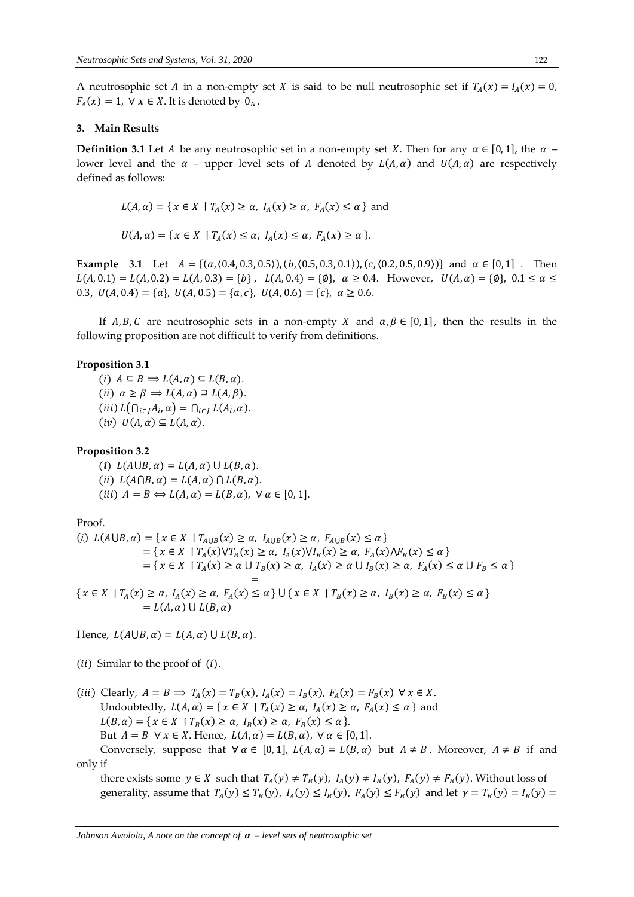A neutrosophic set $A$ in a non-empty set $X$ is said to be null neutrosophic set if $T_A(x) = I_A(x) = 0$, $F_A(x) = 1$, $\forall\, x \in X$. It is denoted by $0_N$.

## 3. Main Results

**Definition 3.1** Let $A$ be any neutrosophic set in a non-empty set $X$. Then for any $\alpha \in [0, 1]$, the $\alpha$ – lower level and the $\alpha$ – upper level sets of $A$ denoted by $L(A, \alpha)$ and $U(A, \alpha)$ are respectively defined as follows:

$$L(A, \alpha) = \{\, x \in X \mid T_A(x) \geq \alpha,\ I_A(x) \geq \alpha,\ F_A(x) \leq \alpha \,\} \text{ and}$$

$$U(A, \alpha) = \{\, x \in X \mid T_A(x) \leq \alpha,\ I_A(x) \leq \alpha,\ F_A(x) \geq \alpha \,\}.$$

**Example 3.1** Let $A = \{(a, \langle 0.4, 0.3, 0.5\rangle), (b, \langle 0.5, 0.3, 0.1\rangle), (c, \langle 0.2, 0.5, 0.9\rangle)\}$ and $\alpha \in [0, 1]$. Then $L(A, 0.1) = L(A, 0.2) = L(A, 0.3) = \{b\}$, $L(A, 0.4) = \{\emptyset\}$, $\alpha \geq 0.4$. However, $U(A, \alpha) = \{\emptyset\}$, $0.1 \leq \alpha \leq 0.3$, $U(A, 0.4) = \{a\}$, $U(A, 0.5) = \{a, c\}$, $U(A, 0.6) = \{c\}$, $\alpha \geq 0.6$.

If $A, B, C$ are neutrosophic sets in a non-empty $X$ and $\alpha, \beta \in [0, 1]$, then the results in the following proposition are not difficult to verify from definitions.

**Proposition 3.1**

$(i)$ $A \subseteq B \Longrightarrow L(A, \alpha) \subseteq L(B, \alpha)$.

$(ii)$ $\alpha \geq \beta \Longrightarrow L(A, \alpha) \supseteq L(A, \beta)$.

$(iii)$ $L\left(\bigcap_{i \in J} A_i, \alpha\right) = \bigcap_{i \in J} L(A_i, \alpha)$.

$(iv)$ $U(A, \alpha) \subseteq L(A, \alpha)$.

**Proposition 3.2**

$(\boldsymbol{i})$ $L(A \cup B, \alpha) = L(A, \alpha) \cup L(B, \alpha)$.

$(ii)$ $L(A \cap B, \alpha) = L(A, \alpha) \cap L(B, \alpha)$.

$(iii)$ $A = B \Leftrightarrow L(A, \alpha) = L(B, \alpha),\ \forall\, \alpha \in [0, 1]$.

Proof.

$(i)$
$$\begin{aligned} L(A \cup B, \alpha) &= \{\, x \in X \mid T_{A \cup B}(x) \geq \alpha,\ I_{A \cup B}(x) \geq \alpha,\ F_{A \cup B}(x) \leq \alpha \,\} \\ &= \{\, x \in X \mid T_A(x) \vee T_B(x) \geq \alpha,\ I_A(x) \vee I_B(x) \geq \alpha,\ F_A(x) \wedge F_B(x) \leq \alpha \,\} \\ &= \{\, x \in X \mid T_A(x) \geq \alpha \cup T_B(x) \geq \alpha,\ I_A(x) \geq \alpha \cup I_B(x) \geq \alpha,\ F_A(x) \leq \alpha \cup F_B \leq \alpha \,\} \\ &= \{\, x \in X \mid T_A(x) \geq \alpha,\ I_A(x) \geq \alpha,\ F_A(x) \leq \alpha \,\} \cup \{\, x \in X \mid T_B(x) \geq \alpha,\ I_B(x) \geq \alpha,\ F_B(x) \leq \alpha \,\} \\ &= L(A, \alpha) \cup L(B, \alpha) \end{aligned}$$

Hence, $L(A \cup B, \alpha) = L(A, \alpha) \cup L(B, \alpha)$.

$(ii)$ Similar to the proof of $(i)$.

$(iii)$ Clearly, $A = B \Longrightarrow T_A(x) = T_B(x),\ I_A(x) = I_B(x),\ F_A(x) = F_B(x)\ \forall\, x \in X$.

Undoubtedly, $L(A, \alpha) = \{\, x \in X \mid T_A(x) \geq \alpha,\ I_A(x) \geq \alpha,\ F_A(x) \leq \alpha \,\}$ and $L(B, \alpha) = \{\, x \in X \mid T_B(x) \geq \alpha,\ I_B(x) \geq \alpha,\ F_B(x) \leq \alpha \,\}$.

But $A = B\ \forall\, x \in X$. Hence, $L(A, \alpha) = L(B, \alpha),\ \forall\, \alpha \in [0, 1]$.

Conversely, suppose that $\forall\, \alpha \in [0, 1]$, $L(A, \alpha) = L(B, \alpha)$ but $A \neq B$. Moreover, $A \neq B$ if and only if

there exists some $y \in X$ such that $T_A(y) \neq T_B(y),\ I_A(y) \neq I_B(y),\ F_A(y) \neq F_B(y)$. Without loss of generality, assume that $T_A(y) \leq T_B(y),\ I_A(y) \leq I_B(y),\ F_A(y) \leq F_B(y)$ and let $\gamma = T_B(y) = I_B(y) =$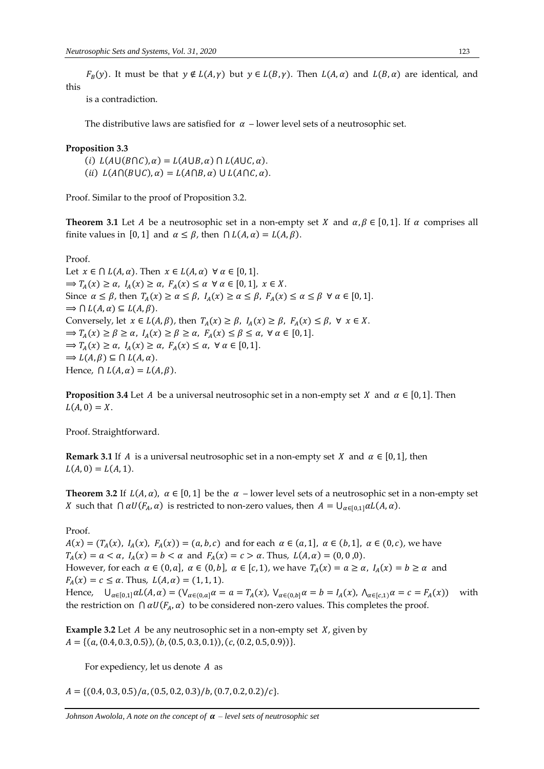$F_B(y)$. It must be that $y \notin L(A,\gamma)$ but $y \in L(B,\gamma)$. Then $L(A,\alpha)$ and $L(B,\alpha)$ are identical, and this

is a contradiction.

The distributive laws are satisfied for $\alpha$ – lower level sets of a neutrosophic set.

**Proposition 3.3**

$(i)$ $L(A\cup(B\cap C),\alpha) = L(A\cup B,\alpha) \cap L(A\cup C,\alpha)$.

$(ii)$ $L(A\cap(B\cup C),\alpha) = L(A\cap B,\alpha) \cup L(A\cap C,\alpha)$.

Proof. Similar to the proof of Proposition 3.2.

**Theorem 3.1** Let $A$ be a neutrosophic set in a non-empty set $X$ and $\alpha,\beta \in [0,1]$. If $\alpha$ comprises all finite values in $[0,1]$ and $\alpha \leq \beta$, then $\cap L(A,\alpha) = L(A,\beta)$.

Proof.

Let $x \in \cap L(A,\alpha)$. Then $x \in L(A,\alpha)\ \forall\, \alpha \in [0,1]$.

$\Longrightarrow T_A(x) \geq \alpha,\ I_A(x) \geq \alpha,\ F_A(x) \leq \alpha\ \forall\, \alpha \in [0,1],\ x \in X$.

Since $\alpha \leq \beta$, then $T_A(x) \geq \alpha \leq \beta,\ I_A(x) \geq \alpha \leq \beta,\ F_A(x) \leq \alpha \leq \beta\ \forall\, \alpha \in [0,1]$.

$\Longrightarrow \cap L(A,\alpha) \subseteq L(A,\beta)$.

Conversely, let $x \in L(A,\beta)$, then $T_A(x) \geq \beta,\ I_A(x) \geq \beta,\ F_A(x) \leq \beta,\ \forall\, x \in X$.

$\Longrightarrow T_A(x) \geq \beta \geq \alpha,\ I_A(x) \geq \beta \geq \alpha,\ F_A(x) \leq \beta \leq \alpha,\ \forall\, \alpha \in [0,1]$.

$\Longrightarrow T_A(x) \geq \alpha,\ I_A(x) \geq \alpha,\ F_A(x) \leq \alpha,\ \forall\, \alpha \in [0,1]$.

$\Longrightarrow L(A,\beta) \subseteq \cap L(A,\alpha)$.

Hence, $\cap L(A,\alpha) = L(A,\beta)$.

**Proposition 3.4** Let $A$ be a universal neutrosophic set in a non-empty set $X$ and $\alpha \in [0,1]$. Then $L(A,0) = X$.

Proof. Straightforward.

**Remark 3.1** If $A$ is a universal neutrosophic set in a non-empty set $X$ and $\alpha \in [0,1]$, then $L(A,0) = L(A,1)$.

**Theorem 3.2** If $L(A,\alpha)$, $\alpha \in [0,1]$ be the $\alpha$ – lower level sets of a neutrosophic set in a non-empty set $X$ such that $\cap\, \alpha U(F_A,\alpha)$ is restricted to non-zero values, then $A = \cup_{\alpha\in[0,1]} \alpha L(A,\alpha)$.

Proof.

$A(x) = (T_A(x),\ I_A(x),\ F_A(x)) = (a,b,c)$ and for each $\alpha \in (a,1],\ \alpha \in (b,1],\ \alpha \in (0,c)$, we have $T_A(x) = a < \alpha,\ I_A(x) = b < \alpha$ and $F_A(x) = c > \alpha$. Thus, $L(A,\alpha) = (0,0,0)$.

However, for each $\alpha \in (0,a],\ \alpha \in (0,b],\ \alpha \in [c,1)$, we have $T_A(x) = a \geq \alpha,\ I_A(x) = b \geq \alpha$ and $F_A(x) = c \leq \alpha$. Thus, $L(A,\alpha) = (1,1,1)$.

Hence, $\cup_{\alpha\in[0,1]} \alpha L(A,\alpha) = (\vee_{\alpha\in(0,a]}\alpha = a = T_A(x),\ \vee_{\alpha\in(0,b]}\alpha = b = I_A(x),\ \wedge_{\alpha\in[c,1)}\alpha = c = F_A(x))$ with the restriction on $\cap\, \alpha U(F_A,\alpha)$ to be considered non-zero values. This completes the proof.

**Example 3.2** Let $A$ be any neutrosophic set in a non-empty set $X$, given by $A = \{(a,\langle 0.4,0.3,0.5\rangle),(b,\langle 0.5,0.3,0.1\rangle),(c,\langle 0.2,0.5,0.9\rangle)\}$.

For expediency, let us denote $A$ as

$A = \{(0.4,0.3,0.5)/a,(0.5,0.2,0.3)/b,(0.7,0.2,0.2)/c\}$.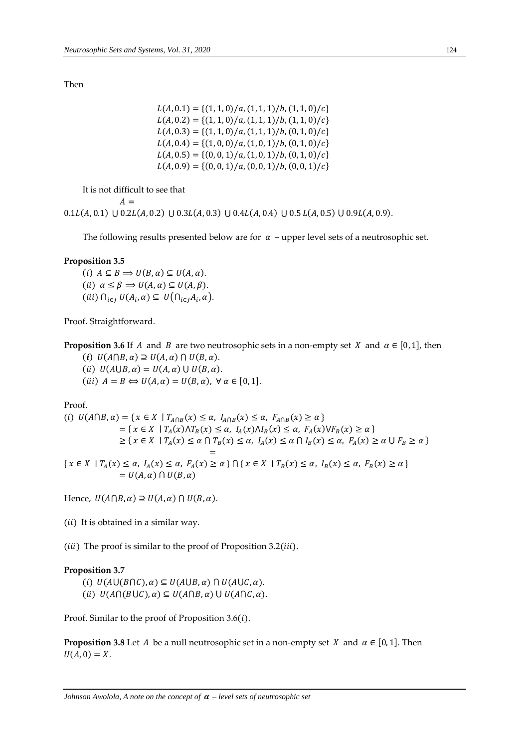Then

$$L(A, 0.1) = \{(1,1,0)/a, (1,1,1)/b, (1,1,0)/c\}$$
$$L(A, 0.2) = \{(1,1,0)/a, (1,1,1)/b, (1,1,0)/c\}$$
$$L(A, 0.3) = \{(1,1,0)/a, (1,1,1)/b, (0,1,0)/c\}$$
$$L(A, 0.4) = \{(1,0,0)/a, (1,0,1)/b, (0,1,0)/c\}$$
$$L(A, 0.5) = \{(0,0,1)/a, (1,0,1)/b, (0,1,0)/c\}$$
$$L(A, 0.9) = \{(0,0,1)/a, (0,0,1)/b, (0,0,1)/c\}$$

It is not difficult to see that

$$A = 0.1L(A, 0.1) \cup 0.2L(A, 0.2) \cup 0.3L(A, 0.3) \cup 0.4L(A, 0.4) \cup 0.5\, L(A, 0.5) \cup 0.9L(A, 0.9).$$

The following results presented below are for $\alpha$ – upper level sets of a neutrosophic set.

**Proposition 3.5**

$(i)$ $A \subseteq B \Longrightarrow U(B, \alpha) \subseteq U(A, \alpha)$.

$(ii)$ $\alpha \leq \beta \Longrightarrow U(A, \alpha) \subseteq U(A, \beta)$.

$(iii)$ $\bigcap_{i \in J} U(A_i, \alpha) \subseteq U\left(\bigcap_{i \in J} A_i, \alpha\right)$.

Proof. Straightforward.

**Proposition 3.6** If $A$ and $B$ are two neutrosophic sets in a non-empty set $X$ and $\alpha \in [0,1]$, then

$(\boldsymbol{i})$ $U(A \cap B, \alpha) \supseteq U(A, \alpha) \cap U(B, \alpha)$.

$(ii)$ $U(A \cup B, \alpha) = U(A, \alpha) \cup U(B, \alpha)$.

$(iii)$ $A = B \Leftrightarrow U(A, \alpha) = U(B, \alpha),\ \forall\, \alpha \in [0,1]$.

Proof.

$$
\begin{aligned}
(i)\ U(A \cap B, \alpha) &= \{x \in X \mid T_{A \cap B}(x) \leq \alpha,\ I_{A \cap B}(x) \leq \alpha,\ F_{A \cap B}(x) \geq \alpha\} \\
&= \{x \in X \mid T_A(x) \wedge T_B(x) \leq \alpha,\ I_A(x) \wedge I_B(x) \leq \alpha,\ F_A(x) \vee F_B(x) \geq \alpha\} \\
&\geq \{x \in X \mid T_A(x) \leq \alpha \cap T_B(x) \leq \alpha,\ I_A(x) \leq \alpha \cap I_B(x) \leq \alpha,\ F_A(x) \geq \alpha \cup F_B \geq \alpha\} \\
&= \{x \in X \mid T_A(x) \leq \alpha,\ I_A(x) \leq \alpha,\ F_A(x) \geq \alpha\} \cap \{x \in X \mid T_B(x) \leq \alpha,\ I_B(x) \leq \alpha,\ F_B(x) \geq \alpha\} \\
&= U(A, \alpha) \cap U(B, \alpha)
\end{aligned}
$$

Hence, $U(A \cap B, \alpha) \supseteq U(A, \alpha) \cap U(B, \alpha)$.

$(ii)$ It is obtained in a similar way.

$(iii)$ The proof is similar to the proof of Proposition 3.2$(iii)$.

**Proposition 3.7**

$(i)$ $U(A \cup (B \cap C), \alpha) \subseteq U(A \cup B, \alpha) \cap U(A \cup C, \alpha)$.

$(ii)$ $U(A \cap (B \cup C), \alpha) \subseteq U(A \cap B, \alpha) \cup U(A \cap C, \alpha)$.

Proof. Similar to the proof of Proposition 3.6$(i)$.

**Proposition 3.8** Let $A$ be a null neutrosophic set in a non-empty set $X$ and $\alpha \in [0,1]$. Then $U(A, 0) = X$.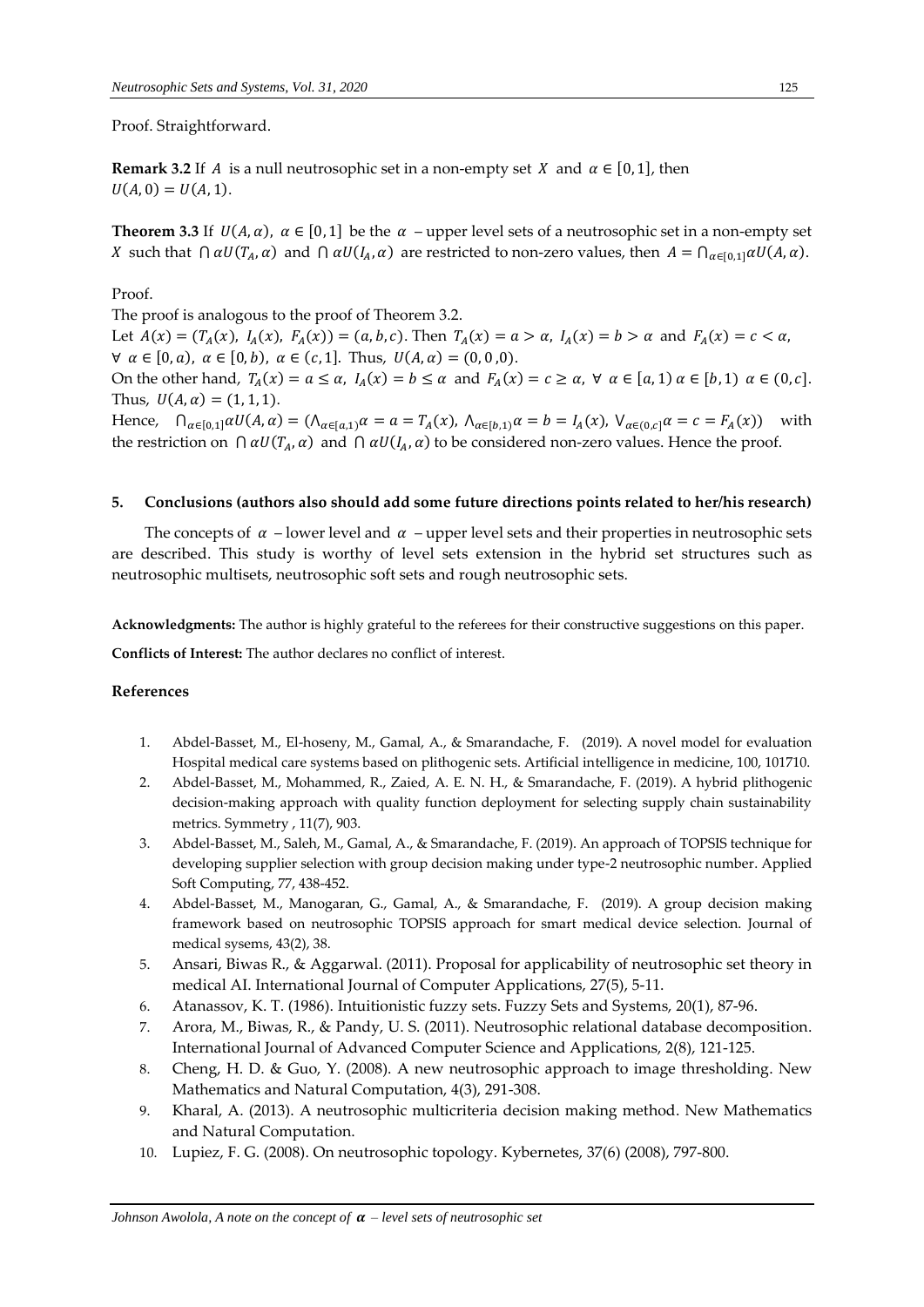Proof. Straightforward.

**Remark 3.2** If $A$ is a null neutrosophic set in a non-empty set $X$ and $\alpha \in [0,1]$, then $U(A,0) = U(A,1)$.

**Theorem 3.3** If $U(A,\alpha)$, $\alpha \in [0,1]$ be the $\alpha$ – upper level sets of a neutrosophic set in a non-empty set $X$ such that $\cap\, \alpha U(T_A,\alpha)$ and $\cap\, \alpha U(I_A,\alpha)$ are restricted to non-zero values, then $A = \bigcap_{\alpha\in[0,1]} \alpha U(A,\alpha)$.

Proof.

The proof is analogous to the proof of Theorem 3.2.

Let $A(x) = (T_A(x),\ I_A(x),\ F_A(x)) = (a,b,c)$. Then $T_A(x) = a > \alpha$, $I_A(x) = b > \alpha$ and $F_A(x) = c < \alpha$, $\forall\ \alpha \in [0,a)$, $\alpha \in [0,b)$, $\alpha \in (c,1]$. Thus, $U(A,\alpha) = (0,0,0)$.

On the other hand, $T_A(x) = a \leq \alpha$, $I_A(x) = b \leq \alpha$ and $F_A(x) = c \geq \alpha$, $\forall\ \alpha \in [a,1)\ \alpha \in [b,1)\ \alpha \in (0,c]$. Thus, $U(A,\alpha) = (1,1,1)$.

Hence, $\bigcap_{\alpha\in[0,1]} \alpha U(A,\alpha) = (\wedge_{\alpha\in[a,1)}\alpha = a = T_A(x),\ \wedge_{\alpha\in[b,1)}\alpha = b = I_A(x),\ \vee_{\alpha\in(0,c]}\alpha = c = F_A(x))$ with the restriction on $\cap\, \alpha U(T_A,\alpha)$ and $\cap\, \alpha U(I_A,\alpha)$ to be considered non-zero values. Hence the proof.

## 5. Conclusions (authors also should add some future directions points related to her/his research)

The concepts of $\alpha$ – lower level and $\alpha$ – upper level sets and their properties in neutrosophic sets are described. This study is worthy of level sets extension in the hybrid set structures such as neutrosophic multisets, neutrosophic soft sets and rough neutrosophic sets.

**Acknowledgments:** The author is highly grateful to the referees for their constructive suggestions on this paper.

**Conflicts of Interest:** The author declares no conflict of interest.

## References

1. Abdel-Basset, M., El-hoseny, M., Gamal, A., & Smarandache, F. (2019). A novel model for evaluation Hospital medical care systems based on plithogenic sets. Artificial intelligence in medicine, 100, 101710.
2. Abdel-Basset, M., Mohammed, R., Zaied, A. E. N. H., & Smarandache, F. (2019). A hybrid plithogenic decision-making approach with quality function deployment for selecting supply chain sustainability metrics. Symmetry , 11(7), 903.
3. Abdel-Basset, M., Saleh, M., Gamal, A., & Smarandache, F. (2019). An approach of TOPSIS technique for developing supplier selection with group decision making under type-2 neutrosophic number. Applied Soft Computing, 77, 438-452.
4. Abdel-Basset, M., Manogaran, G., Gamal, A., & Smarandache, F. (2019). A group decision making framework based on neutrosophic TOPSIS approach for smart medical device selection. Journal of medical sysems, 43(2), 38.
5. Ansari, Biwas R., & Aggarwal. (2011). Proposal for applicability of neutrosophic set theory in medical AI. International Journal of Computer Applications, 27(5), 5-11.
6. Atanassov, K. T. (1986). Intuitionistic fuzzy sets. Fuzzy Sets and Systems, 20(1), 87-96.
7. Arora, M., Biwas, R., & Pandy, U. S. (2011). Neutrosophic relational database decomposition. International Journal of Advanced Computer Science and Applications, 2(8), 121-125.
8. Cheng, H. D. & Guo, Y. (2008). A new neutrosophic approach to image thresholding. New Mathematics and Natural Computation, 4(3), 291-308.
9. Kharal, A. (2013). A neutrosophic multicriteria decision making method. New Mathematics and Natural Computation.
10. Lupiez, F. G. (2008). On neutrosophic topology. Kybernetes, 37(6) (2008), 797-800.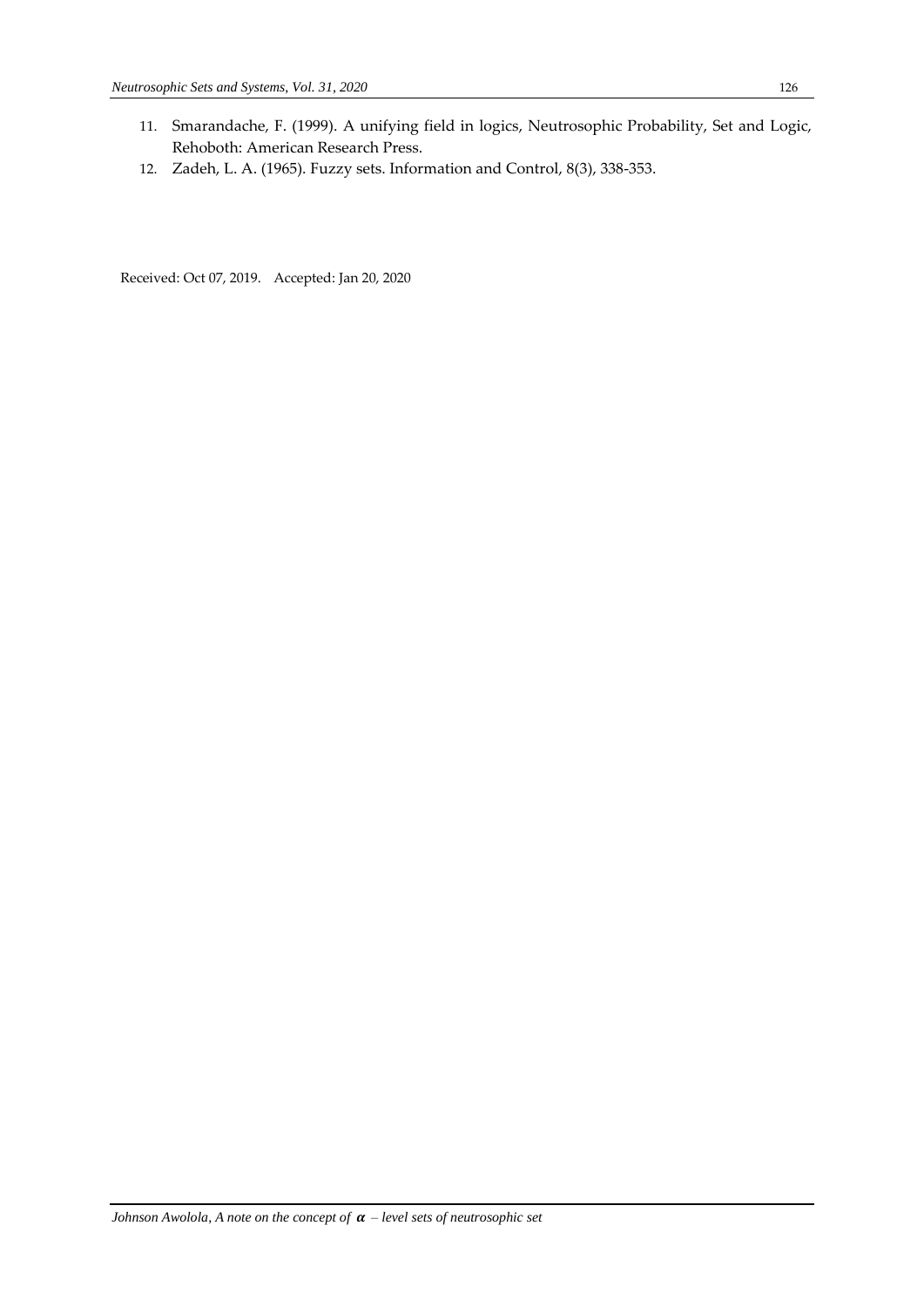11. Smarandache, F. (1999). A unifying field in logics, Neutrosophic Probability, Set and Logic, Rehoboth: American Research Press.
12. Zadeh, L. A. (1965). Fuzzy sets. Information and Control, 8(3), 338-353.

Received: Oct 07, 2019. Accepted: Jan 20, 2020